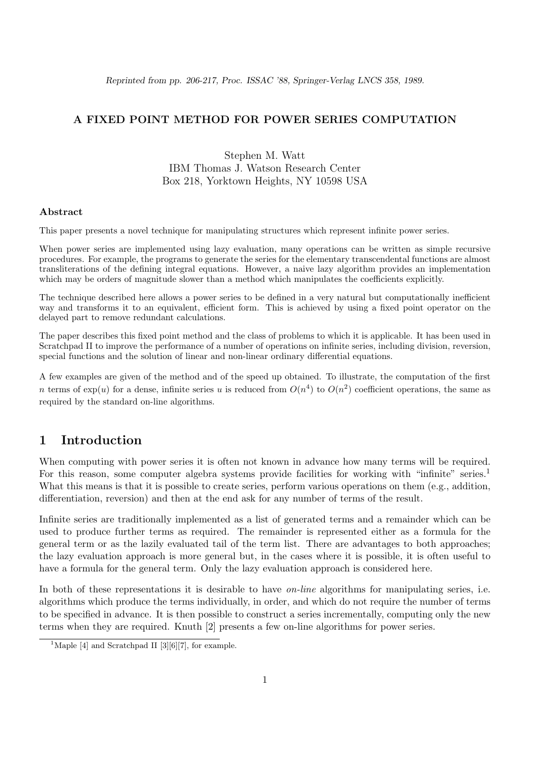*Reprinted from pp. 206-217, Proc. ISSAC '88, Springer-Verlag LNCS 358, 1989.*

# A FIXED POINT METHOD FOR POWER SERIES COMPUTATION

Stephen M. Watt
IBM Thomas J. Watson Research Center
Box 218, Yorktown Heights, NY 10598 USA

**Abstract**

This paper presents a novel technique for manipulating structures which represent infinite power series.

When power series are implemented using lazy evaluation, many operations can be written as simple recursive procedures. For example, the programs to generate the series for the elementary transcendental functions are almost transliterations of the defining integral equations. However, a naive lazy algorithm provides an implementation which may be orders of magnitude slower than a method which manipulates the coefficients explicitly.

The technique described here allows a power series to be defined in a very natural but computationally inefficient way and transforms it to an equivalent, efficient form. This is achieved by using a fixed point operator on the delayed part to remove redundant calculations.

The paper describes this fixed point method and the class of problems to which it is applicable. It has been used in Scratchpad II to improve the performance of a number of operations on infinite series, including division, reversion, special functions and the solution of linear and non-linear ordinary differential equations.

A few examples are given of the method and of the speed up obtained. To illustrate, the computation of the first $n$ terms of $\exp(u)$ for a dense, infinite series $u$ is reduced from $O(n^4)$ to $O(n^2)$ coefficient operations, the same as required by the standard on-line algorithms.

## 1 Introduction

When computing with power series it is often not known in advance how many terms will be required. For this reason, some computer algebra systems provide facilities for working with "infinite" series.[1] What this means is that it is possible to create series, perform various operations on them (e.g., addition, differentiation, reversion) and then at the end ask for any number of terms of the result.

Infinite series are traditionally implemented as a list of generated terms and a remainder which can be used to produce further terms as required. The remainder is represented either as a formula for the general term or as the lazily evaluated tail of the term list. There are advantages to both approaches; the lazy evaluation approach is more general but, in the cases where it is possible, it is often useful to have a formula for the general term. Only the lazy evaluation approach is considered here.

In both of these representations it is desirable to have *on-line* algorithms for manipulating series, i.e. algorithms which produce the terms individually, in order, and which do not require the number of terms to be specified in advance. It is then possible to construct a series incrementally, computing only the new terms when they are required. Knuth [2] presents a few on-line algorithms for power series.

[1] Maple [4] and Scratchpad II [3][6][7], for example.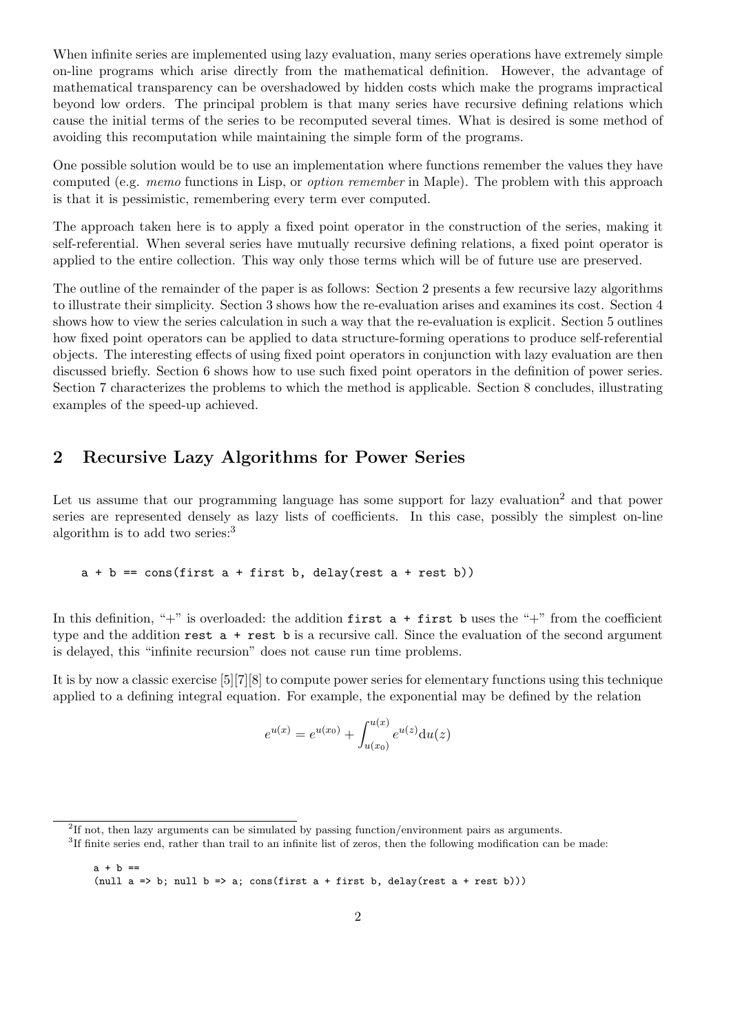When infinite series are implemented using lazy evaluation, many series operations have extremely simple on-line programs which arise directly from the mathematical definition. However, the advantage of mathematical transparency can be overshadowed by hidden costs which make the programs impractical beyond low orders. The principal problem is that many series have recursive defining relations which cause the initial terms of the series to be recomputed several times. What is desired is some method of avoiding this recomputation while maintaining the simple form of the programs.

One possible solution would be to use an implementation where functions remember the values they have computed (e.g. *memo* functions in Lisp, or *option remember* in Maple). The problem with this approach is that it is pessimistic, remembering every term ever computed.

The approach taken here is to apply a fixed point operator in the construction of the series, making it self-referential. When several series have mutually recursive defining relations, a fixed point operator is applied to the entire collection. This way only those terms which will be of future use are preserved.

The outline of the remainder of the paper is as follows: Section 2 presents a few recursive lazy algorithms to illustrate their simplicity. Section 3 shows how the re-evaluation arises and examines its cost. Section 4 shows how to view the series calculation in such a way that the re-evaluation is explicit. Section 5 outlines how fixed point operators can be applied to data structure-forming operations to produce self-referential objects. The interesting effects of using fixed point operators in conjunction with lazy evaluation are then discussed briefly. Section 6 shows how to use such fixed point operators in the definition of power series. Section 7 characterizes the problems to which the method is applicable. Section 8 concludes, illustrating examples of the speed-up achieved.

## 2 Recursive Lazy Algorithms for Power Series

Let us assume that our programming language has some support for lazy evaluation[2] and that power series are represented densely as lazy lists of coefficients. In this case, possibly the simplest on-line algorithm is to add two series:[3]

```
a + b == cons(first a + first b, delay(rest a + rest b))
```

In this definition, "+" is overloaded: the addition `first a + first b` uses the "+" from the coefficient type and the addition `rest a + rest b` is a recursive call. Since the evaluation of the second argument is delayed, this "infinite recursion" does not cause run time problems.

It is by now a classic exercise [5][7][8] to compute power series for elementary functions using this technique applied to a defining integral equation. For example, the exponential may be defined by the relation

$$e^{u(x)} = e^{u(x_0)} + \int_{u(x_0)}^{u(x)} e^{u(z)} \mathrm{d}u(z)$$

---

[2] If not, then lazy arguments can be simulated by passing function/environment pairs as arguments.

[3] If finite series end, rather than trail to an infinite list of zeros, then the following modification can be made:

```
a + b ==
(null a => b; null b => a; cons(first a + first b, delay(rest a + rest b)))
```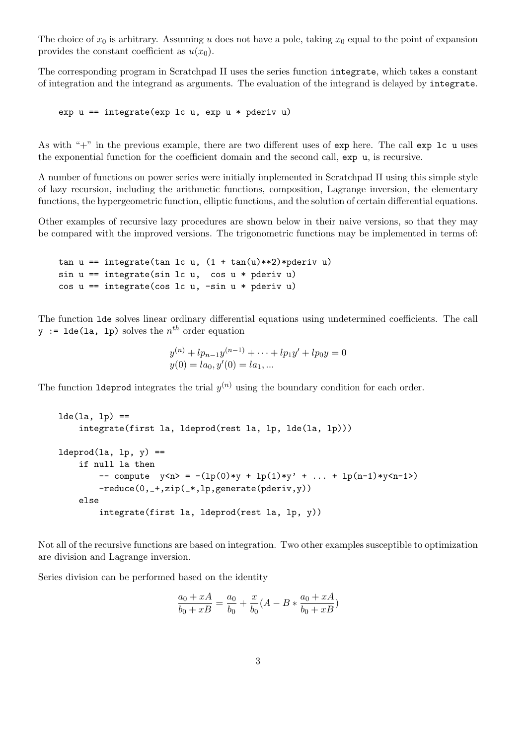The choice of $x_0$ is arbitrary. Assuming $u$ does not have a pole, taking $x_0$ equal to the point of expansion provides the constant coefficient as $u(x_0)$.

The corresponding program in Scratchpad II uses the series function `integrate`, which takes a constant of integration and the integrand as arguments. The evaluation of the integrand is delayed by `integrate`.

```
exp u == integrate(exp lc u, exp u * pderiv u)
```

As with "+" in the previous example, there are two different uses of `exp` here. The call `exp lc u` uses the exponential function for the coefficient domain and the second call, `exp u`, is recursive.

A number of functions on power series were initially implemented in Scratchpad II using this simple style of lazy recursion, including the arithmetic functions, composition, Lagrange inversion, the elementary functions, the hypergeometric function, elliptic functions, and the solution of certain differential equations.

Other examples of recursive lazy procedures are shown below in their naive versions, so that they may be compared with the improved versions. The trigonometric functions may be implemented in terms of:

```
tan u == integrate(tan lc u, (1 + tan(u)**2)*pderiv u)
sin u == integrate(sin lc u,  cos u * pderiv u)
cos u == integrate(cos lc u, -sin u * pderiv u)
```

The function `lde` solves linear ordinary differential equations using undetermined coefficients. The call `y := lde(la, lp)` solves the $n^{th}$ order equation

$$y^{(n)} + lp_{n-1}y^{(n-1)} + \cdots + lp_1 y' + lp_0 y = 0$$
$$y(0) = la_0, y'(0) = la_1, ...$$

The function `ldeprod` integrates the trial $y^{(n)}$ using the boundary condition for each order.

```
lde(la, lp) ==
    integrate(first la, ldeprod(rest la, lp, lde(la, lp)))

ldeprod(la, lp, y) ==
    if null la then
        -- compute  y<n> = -(lp(0)*y + lp(1)*y' + ... + lp(n-1)*y<n-1>)
        -reduce(0,_+,zip(_*,lp,generate(pderiv,y))
    else
        integrate(first la, ldeprod(rest la, lp, y))
```

Not all of the recursive functions are based on integration. Two other examples susceptible to optimization are division and Lagrange inversion.

Series division can be performed based on the identity

$$\frac{a_0 + xA}{b_0 + xB} = \frac{a_0}{b_0} + \frac{x}{b_0}(A - B * \frac{a_0 + xA}{b_0 + xB})$$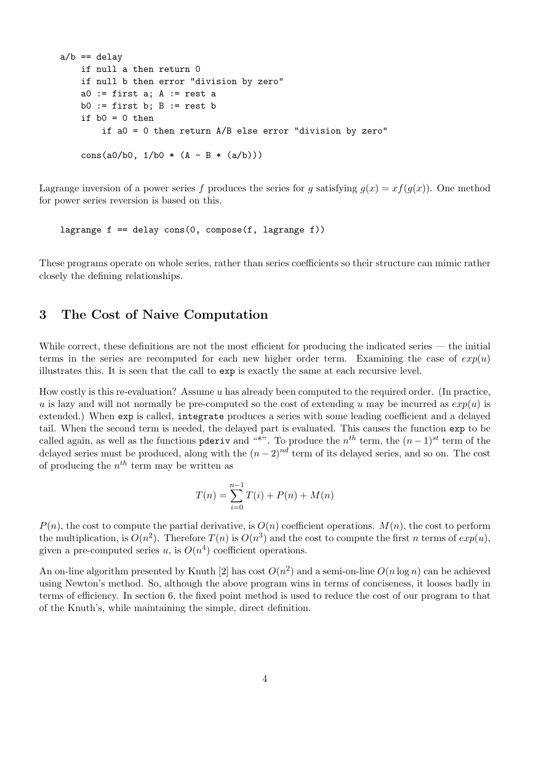```
a/b == delay
    if null a then return 0
    if null b then error "division by zero"
    a0 := first a; A := rest a
    b0 := first b; B := rest b
    if b0 = 0 then
        if a0 = 0 then return A/B else error "division by zero"

    cons(a0/b0, 1/b0 * (A - B * (a/b)))
```

Lagrange inversion of a power series $f$ produces the series for $g$ satisfying $g(x) = xf(g(x))$. One method for power series reversion is based on this.

```
lagrange f == delay cons(0, compose(f, lagrange f))
```

These programs operate on whole series, rather than series coefficients so their structure can mimic rather closely the defining relationships.

## 3 The Cost of Naive Computation

While correct, these definitions are not the most efficient for producing the indicated series — the initial terms in the series are recomputed for each new higher order term. Examining the case of $exp(u)$ illustrates this. It is seen that the call to `exp` is exactly the same at each recursive level.

How costly is this re-evaluation? Assume $u$ has already been computed to the required order. (In practice, $u$ is lazy and will not normally be pre-computed so the cost of extending $u$ may be incurred as $exp(u)$ is extended.) When `exp` is called, `integrate` produces a series with some leading coefficient and a delayed tail. When the second term is needed, the delayed part is evaluated. This causes the function `exp` to be called again, as well as the functions `pderiv` and "*". To produce the $n^{th}$ term, the $(n-1)^{st}$ term of the delayed series must be produced, along with the $(n-2)^{nd}$ term of its delayed series, and so on. The cost of producing the $n^{th}$ term may be written as

$$T(n) = \sum_{i=0}^{n-1} T(i) + P(n) + M(n)$$

$P(n)$, the cost to compute the partial derivative, is $O(n)$ coefficient operations. $M(n)$, the cost to perform the multiplication, is $O(n^2)$. Therefore $T(n)$ is $O(n^3)$ and the cost to compute the first $n$ terms of $exp(u)$, given a pre-computed series $u$, is $O(n^4)$ coefficient operations.

An on-line algorithm presented by Knuth [2] has cost $O(n^2)$ and a semi-on-line $O(n \log n)$ can be achieved using Newton's method. So, although the above program wins in terms of conciseness, it looses badly in terms of efficiency. In section 6, the fixed point method is used to reduce the cost of our program to that of the Knuth's, while maintaining the simple, direct definition.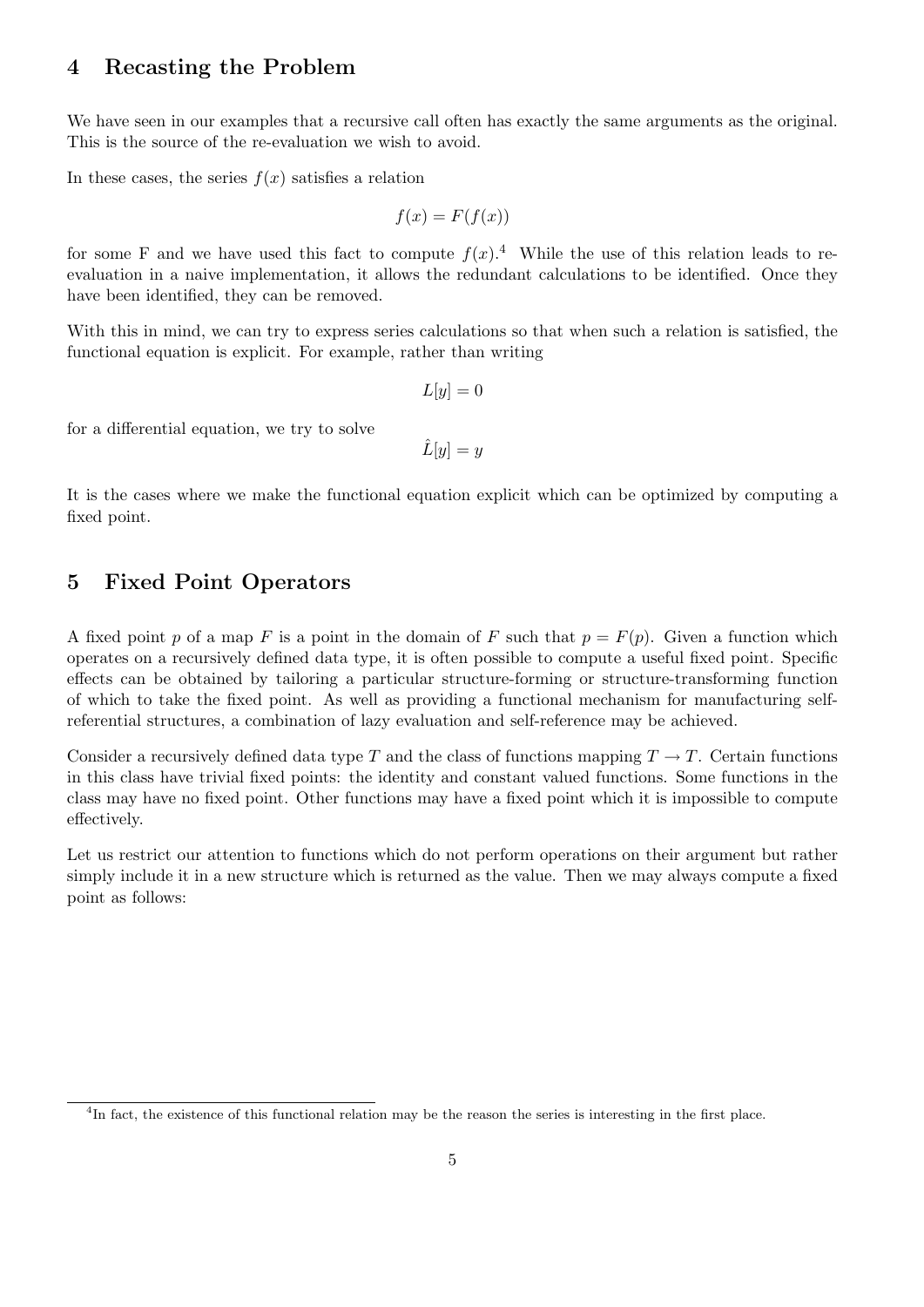## 4 Recasting the Problem

We have seen in our examples that a recursive call often has exactly the same arguments as the original. This is the source of the re-evaluation we wish to avoid.

In these cases, the series $f(x)$ satisfies a relation

$$f(x) = F(f(x))$$

for some F and we have used this fact to compute $f(x)$.[4] While the use of this relation leads to re-evaluation in a naive implementation, it allows the redundant calculations to be identified. Once they have been identified, they can be removed.

With this in mind, we can try to express series calculations so that when such a relation is satisfied, the functional equation is explicit. For example, rather than writing

$$L[y] = 0$$

for a differential equation, we try to solve

$$\hat{L}[y] = y$$

It is the cases where we make the functional equation explicit which can be optimized by computing a fixed point.

## 5 Fixed Point Operators

A fixed point $p$ of a map $F$ is a point in the domain of $F$ such that $p = F(p)$. Given a function which operates on a recursively defined data type, it is often possible to compute a useful fixed point. Specific effects can be obtained by tailoring a particular structure-forming or structure-transforming function of which to take the fixed point. As well as providing a functional mechanism for manufacturing self-referential structures, a combination of lazy evaluation and self-reference may be achieved.

Consider a recursively defined data type $T$ and the class of functions mapping $T \to T$. Certain functions in this class have trivial fixed points: the identity and constant valued functions. Some functions in the class may have no fixed point. Other functions may have a fixed point which it is impossible to compute effectively.

Let us restrict our attention to functions which do not perform operations on their argument but rather simply include it in a new structure which is returned as the value. Then we may always compute a fixed point as follows:

[4] In fact, the existence of this functional relation may be the reason the series is interesting in the first place.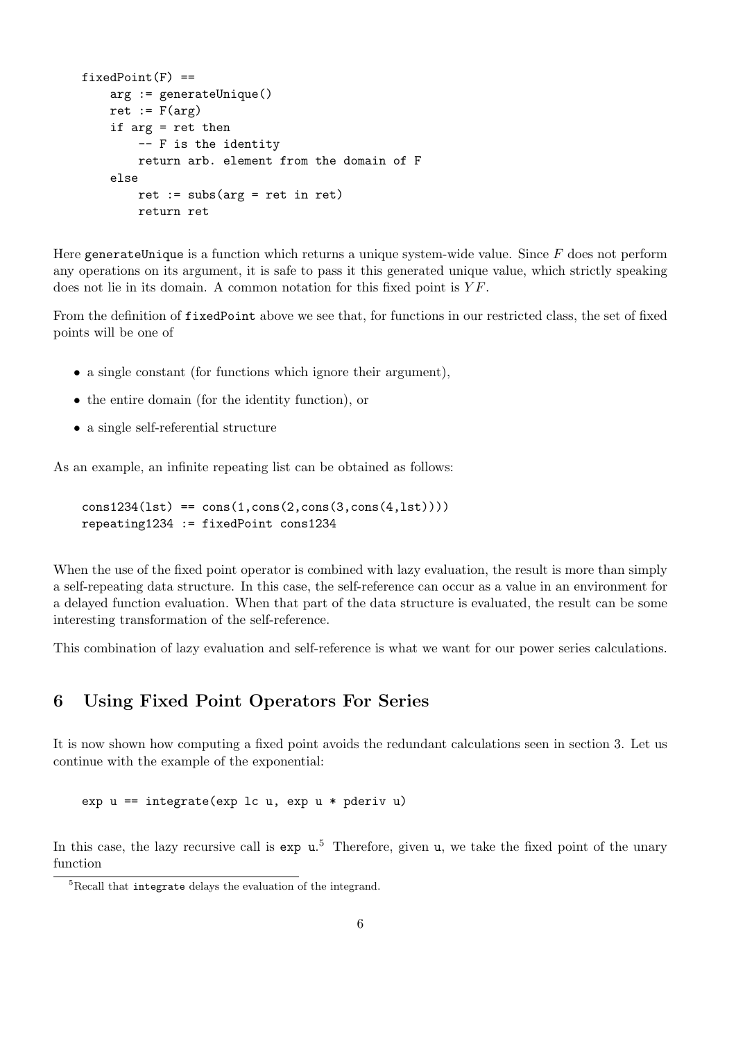```
fixedPoint(F) ==
    arg := generateUnique()
    ret := F(arg)
    if arg = ret then
        -- F is the identity
        return arb. element from the domain of F
    else
        ret := subs(arg = ret in ret)
        return ret
```

Here `generateUnique` is a function which returns a unique system-wide value. Since $F$ does not perform any operations on its argument, it is safe to pass it this generated unique value, which strictly speaking does not lie in its domain. A common notation for this fixed point is $YF$.

From the definition of `fixedPoint` above we see that, for functions in our restricted class, the set of fixed points will be one of

- a single constant (for functions which ignore their argument),
- the entire domain (for the identity function), or
- a single self-referential structure

As an example, an infinite repeating list can be obtained as follows:

```
cons1234(lst) == cons(1,cons(2,cons(3,cons(4,lst))))
repeating1234 := fixedPoint cons1234
```

When the use of the fixed point operator is combined with lazy evaluation, the result is more than simply a self-repeating data structure. In this case, the self-reference can occur as a value in an environment for a delayed function evaluation. When that part of the data structure is evaluated, the result can be some interesting transformation of the self-reference.

This combination of lazy evaluation and self-reference is what we want for our power series calculations.

## 6 Using Fixed Point Operators For Series

It is now shown how computing a fixed point avoids the redundant calculations seen in section 3. Let us continue with the example of the exponential:

```
exp u == integrate(exp lc u, exp u * pderiv u)
```

In this case, the lazy recursive call is `exp u`.[5] Therefore, given `u`, we take the fixed point of the unary function

[5] Recall that `integrate` delays the evaluation of the integrand.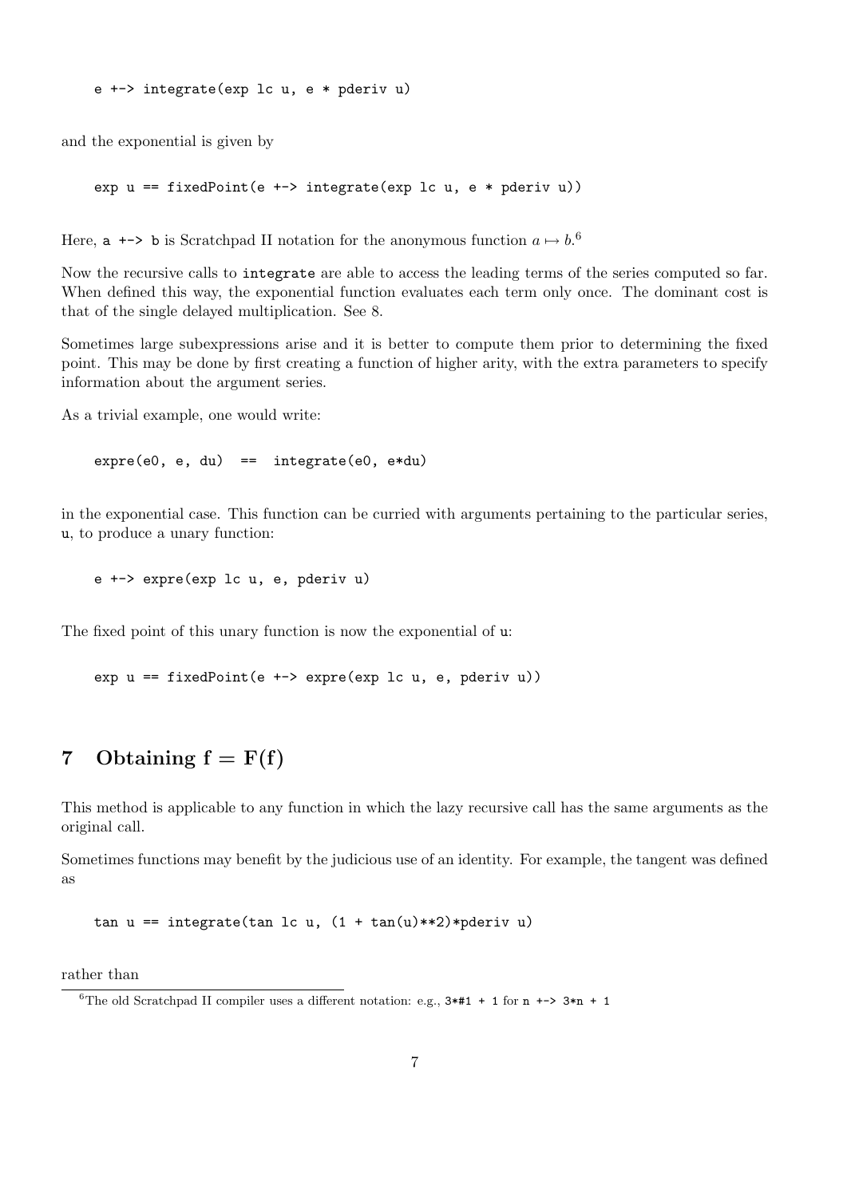```
e +-> integrate(exp lc u, e * pderiv u)
```

and the exponential is given by

```
exp u == fixedPoint(e +-> integrate(exp lc u, e * pderiv u))
```

Here, `a +-> b` is Scratchpad II notation for the anonymous function $a \mapsto b$.[6]

Now the recursive calls to `integrate` are able to access the leading terms of the series computed so far. When defined this way, the exponential function evaluates each term only once. The dominant cost is that of the single delayed multiplication. See 8.

Sometimes large subexpressions arise and it is better to compute them prior to determining the fixed point. This may be done by first creating a function of higher arity, with the extra parameters to specify information about the argument series.

As a trivial example, one would write:

```
expre(e0, e, du)  ==  integrate(e0, e*du)
```

in the exponential case. This function can be curried with arguments pertaining to the particular series, `u`, to produce a unary function:

```
e +-> expre(exp lc u, e, pderiv u)
```

The fixed point of this unary function is now the exponential of `u`:

```
exp u == fixedPoint(e +-> expre(exp lc u, e, pderiv u))
```

## 7 Obtaining $\mathbf{f = F(f)}$

This method is applicable to any function in which the lazy recursive call has the same arguments as the original call.

Sometimes functions may benefit by the judicious use of an identity. For example, the tangent was defined as

```
tan u == integrate(tan lc u, (1 + tan(u)**2)*pderiv u)
```

rather than

[6] The old Scratchpad II compiler uses a different notation: e.g., `3*#1 + 1` for `n +-> 3*n + 1`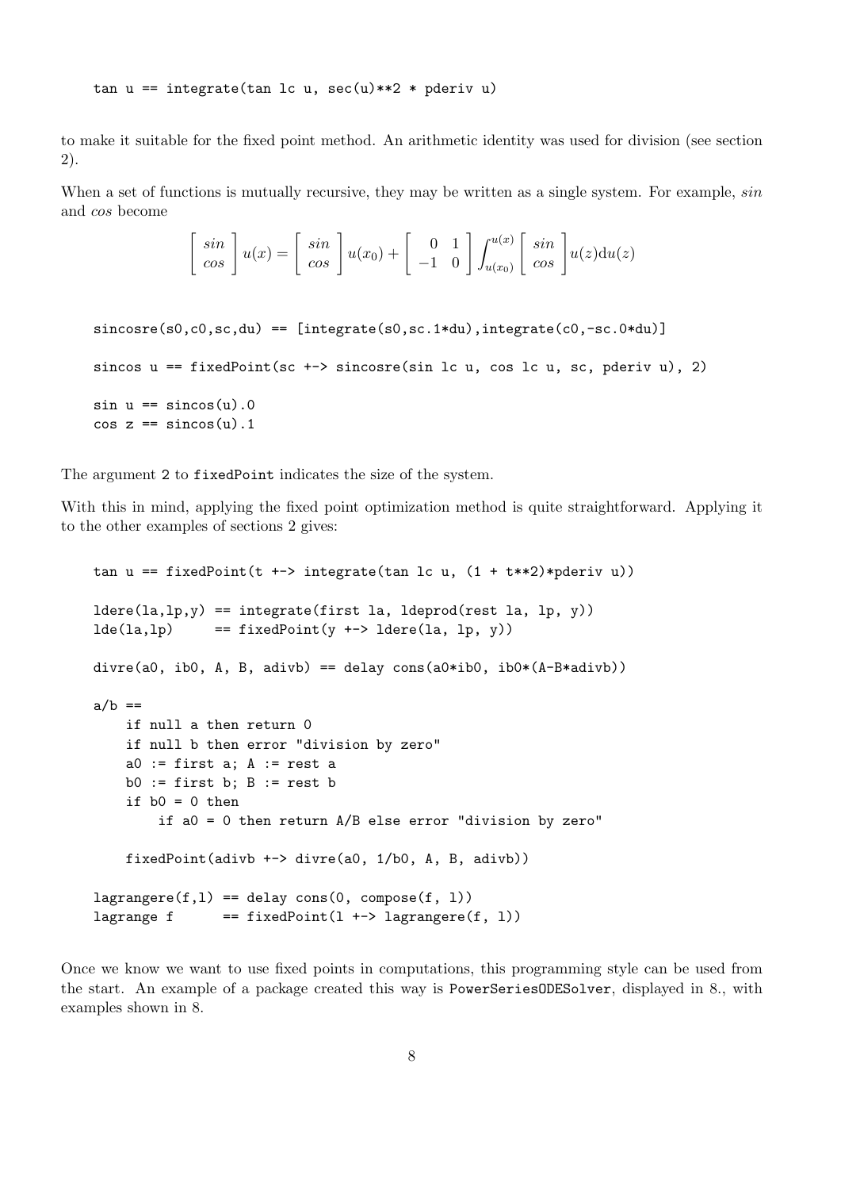```
tan u == integrate(tan lc u, sec(u)**2 * pderiv u)
```

to make it suitable for the fixed point method. An arithmetic identity was used for division (see section 2).

When a set of functions is mutually recursive, they may be written as a single system. For example, *sin* and *cos* become

$$\left[\begin{array}{c} sin \\ cos \end{array}\right] u(x) = \left[\begin{array}{c} sin \\ cos \end{array}\right] u(x_0) + \left[\begin{array}{cc} 0 & 1 \\ -1 & 0 \end{array}\right] \int_{u(x_0)}^{u(x)} \left[\begin{array}{c} sin \\ cos \end{array}\right] u(z) \mathrm{d}u(z)$$

```
sincosre(s0,c0,sc,du) == [integrate(s0,sc.1*du),integrate(c0,-sc.0*du)]

sincos u == fixedPoint(sc +-> sincosre(sin lc u, cos lc u, sc, pderiv u), 2)

sin u == sincos(u).0
cos z == sincos(u).1
```

The argument `2` to `fixedPoint` indicates the size of the system.

With this in mind, applying the fixed point optimization method is quite straightforward. Applying it to the other examples of sections 2 gives:

```
tan u == fixedPoint(t +-> integrate(tan lc u, (1 + t**2)*pderiv u))

ldere(la,lp,y) == integrate(first la, ldeprod(rest la, lp, y))
lde(la,lp)     == fixedPoint(y +-> ldere(la, lp, y))

divre(a0, ib0, A, B, adivb) == delay cons(a0*ib0, ib0*(A-B*adivb))

a/b ==
    if null a then return 0
    if null b then error "division by zero"
    a0 := first a; A := rest a
    b0 := first b; B := rest b
    if b0 = 0 then
        if a0 = 0 then return A/B else error "division by zero"

    fixedPoint(adivb +-> divre(a0, 1/b0, A, B, adivb))

lagrangere(f,l) == delay cons(0, compose(f, l))
lagrange f      == fixedPoint(l +-> lagrangere(f, l))
```

Once we know we want to use fixed points in computations, this programming style can be used from the start. An example of a package created this way is `PowerSeriesODESolver`, displayed in 8., with examples shown in 8.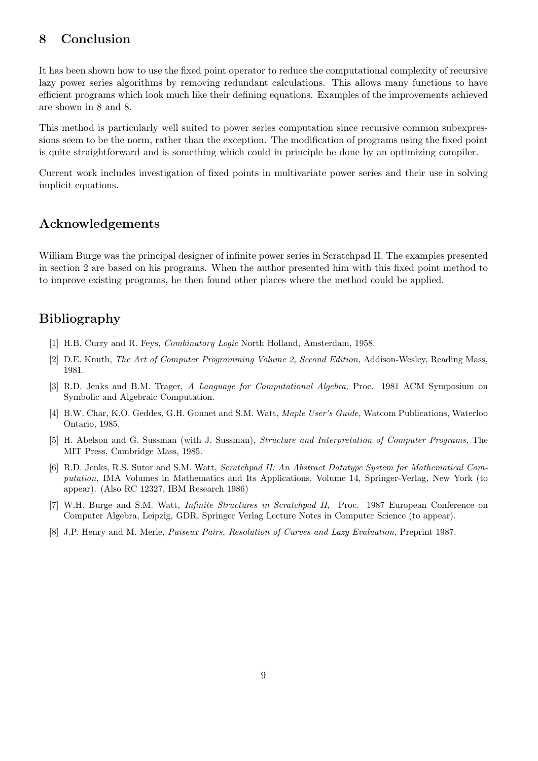## 8 Conclusion

It has been shown how to use the fixed point operator to reduce the computational complexity of recursive lazy power series algorithms by removing redundant calculations. This allows many functions to have efficient programs which look much like their defining equations. Examples of the improvements achieved are shown in 8 and 8.

This method is particularly well suited to power series computation since recursive common subexpressions seem to be the norm, rather than the exception. The modification of programs using the fixed point is quite straightforward and is something which could in principle be done by an optimizing compiler.

Current work includes investigation of fixed points in multivariate power series and their use in solving implicit equations.

## Acknowledgements

William Burge was the principal designer of infinite power series in Scratchpad II. The examples presented in section 2 are based on his programs. When the author presented him with this fixed point method to to improve existing programs, he then found other places where the method could be applied.

## Bibliography

[1] H.B. Curry and R. Feys, *Combinatory Logic* North Holland, Amsterdam, 1958.

[2] D.E. Knuth, *The Art of Computer Programming Volume 2, Second Edition,* Addison-Wesley, Reading Mass, 1981.

[3] R.D. Jenks and B.M. Trager, *A Language for Computational Algebra,* Proc. 1981 ACM Symposium on Symbolic and Algebraic Computation.

[4] B.W. Char, K.O. Geddes, G.H. Gonnet and S.M. Watt, *Maple User's Guide,* Watcom Publications, Waterloo Ontario, 1985.

[5] H. Abelson and G. Sussman (with J. Sussman), *Structure and Interpretation of Computer Programs,* The MIT Press, Cambridge Mass, 1985.

[6] R.D. Jenks, R.S. Sutor and S.M. Watt, *Scratchpad II: An Abstract Datatype System for Mathematical Computation,* IMA Volumes in Mathematics and Its Applications, Volume 14, Springer-Verlag, New York (to appear). (Also RC 12327, IBM Research 1986)

[7] W.H. Burge and S.M. Watt, *Infinite Structures in Scratchpad II,* Proc. 1987 European Conference on Computer Algebra, Leipzig, GDR, Springer Verlag Lecture Notes in Computer Science (to appear).

[8] J.P. Henry and M. Merle, *Puiseux Pairs, Resolution of Curves and Lazy Evaluation,* Preprint 1987.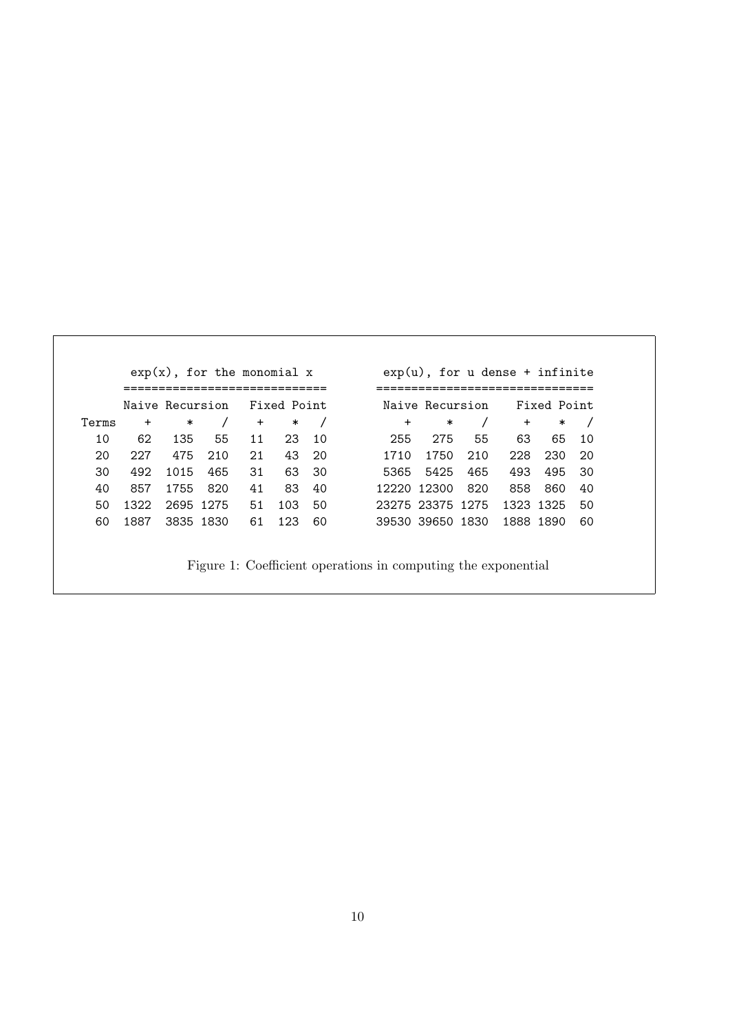| | exp(x), for the monomial x | | | | | | exp(u), for u dense + infinite | | | | | |
|---|---|---|---|---|---|---|---|---|---|---|---|---|
| | Naive Recursion | | | Fixed Point | | | Naive Recursion | | | Fixed Point | | |
| Terms | + | * | / | + | * | / | + | * | / | + | * | / |
| 10 | 62 | 135 | 55 | 11 | 23 | 10 | 255 | 275 | 55 | 63 | 65 | 10 |
| 20 | 227 | 475 | 210 | 21 | 43 | 20 | 1710 | 1750 | 210 | 228 | 230 | 20 |
| 30 | 492 | 1015 | 465 | 31 | 63 | 30 | 5365 | 5425 | 465 | 493 | 495 | 30 |
| 40 | 857 | 1755 | 820 | 41 | 83 | 40 | 12220 | 12300 | 820 | 858 | 860 | 40 |
| 50 | 1322 | 2695 | 1275 | 51 | 103 | 50 | 23275 | 23375 | 1275 | 1323 | 1325 | 50 |
| 60 | 1887 | 3835 | 1830 | 61 | 123 | 60 | 39530 | 39650 | 1830 | 1888 | 1890 | 60 |

Figure 1: Coefficient operations in computing the exponential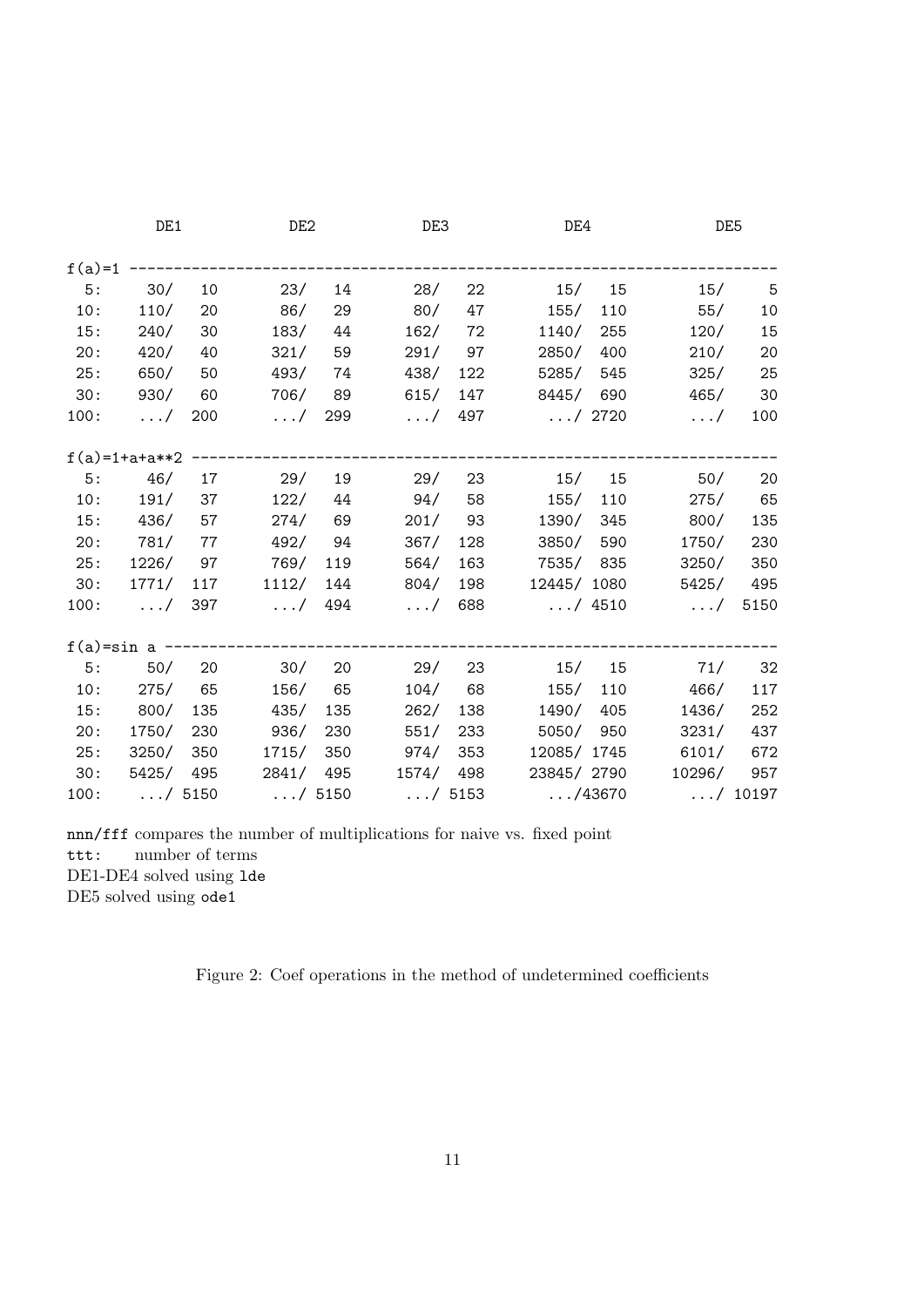|  | DE1 | DE2 | DE3 | DE4 | DE5 |
|---|---|---|---|---|---|
| **f(a)=1** | | | | | |
| 5: | 30/ 10 | 23/ 14 | 28/ 22 | 15/ 15 | 15/ 5 |
| 10: | 110/ 20 | 86/ 29 | 80/ 47 | 155/ 110 | 55/ 10 |
| 15: | 240/ 30 | 183/ 44 | 162/ 72 | 1140/ 255 | 120/ 15 |
| 20: | 420/ 40 | 321/ 59 | 291/ 97 | 2850/ 400 | 210/ 20 |
| 25: | 650/ 50 | 493/ 74 | 438/ 122 | 5285/ 545 | 325/ 25 |
| 30: | 930/ 60 | 706/ 89 | 615/ 147 | 8445/ 690 | 465/ 30 |
| 100: | .../ 200 | .../ 299 | .../ 497 | .../ 2720 | .../ 100 |
| **f(a)=1+a+a**2** | | | | | |
| 5: | 46/ 17 | 29/ 19 | 29/ 23 | 15/ 15 | 50/ 20 |
| 10: | 191/ 37 | 122/ 44 | 94/ 58 | 155/ 110 | 275/ 65 |
| 15: | 436/ 57 | 274/ 69 | 201/ 93 | 1390/ 345 | 800/ 135 |
| 20: | 781/ 77 | 492/ 94 | 367/ 128 | 3850/ 590 | 1750/ 230 |
| 25: | 1226/ 97 | 769/ 119 | 564/ 163 | 7535/ 835 | 3250/ 350 |
| 30: | 1771/ 117 | 1112/ 144 | 804/ 198 | 12445/ 1080 | 5425/ 495 |
| 100: | .../ 397 | .../ 494 | .../ 688 | .../ 4510 | .../ 5150 |
| **f(a)=sin a** | | | | | |
| 5: | 50/ 20 | 30/ 20 | 29/ 23 | 15/ 15 | 71/ 32 |
| 10: | 275/ 65 | 156/ 65 | 104/ 68 | 155/ 110 | 466/ 117 |
| 15: | 800/ 135 | 435/ 135 | 262/ 138 | 1490/ 405 | 1436/ 252 |
| 20: | 1750/ 230 | 936/ 230 | 551/ 233 | 5050/ 950 | 3231/ 437 |
| 25: | 3250/ 350 | 1715/ 350 | 974/ 353 | 12085/ 1745 | 6101/ 672 |
| 30: | 5425/ 495 | 2841/ 495 | 1574/ 498 | 23845/ 2790 | 10296/ 957 |
| 100: | .../ 5150 | .../ 5150 | .../ 5153 | .../43670 | .../ 10197 |

`nnn/fff` compares the number of multiplications for naive vs. fixed point
`ttt:` number of terms
DE1-DE4 solved using `lde`
DE5 solved using `ode1`

Figure 2: Coef operations in the method of undetermined coefficients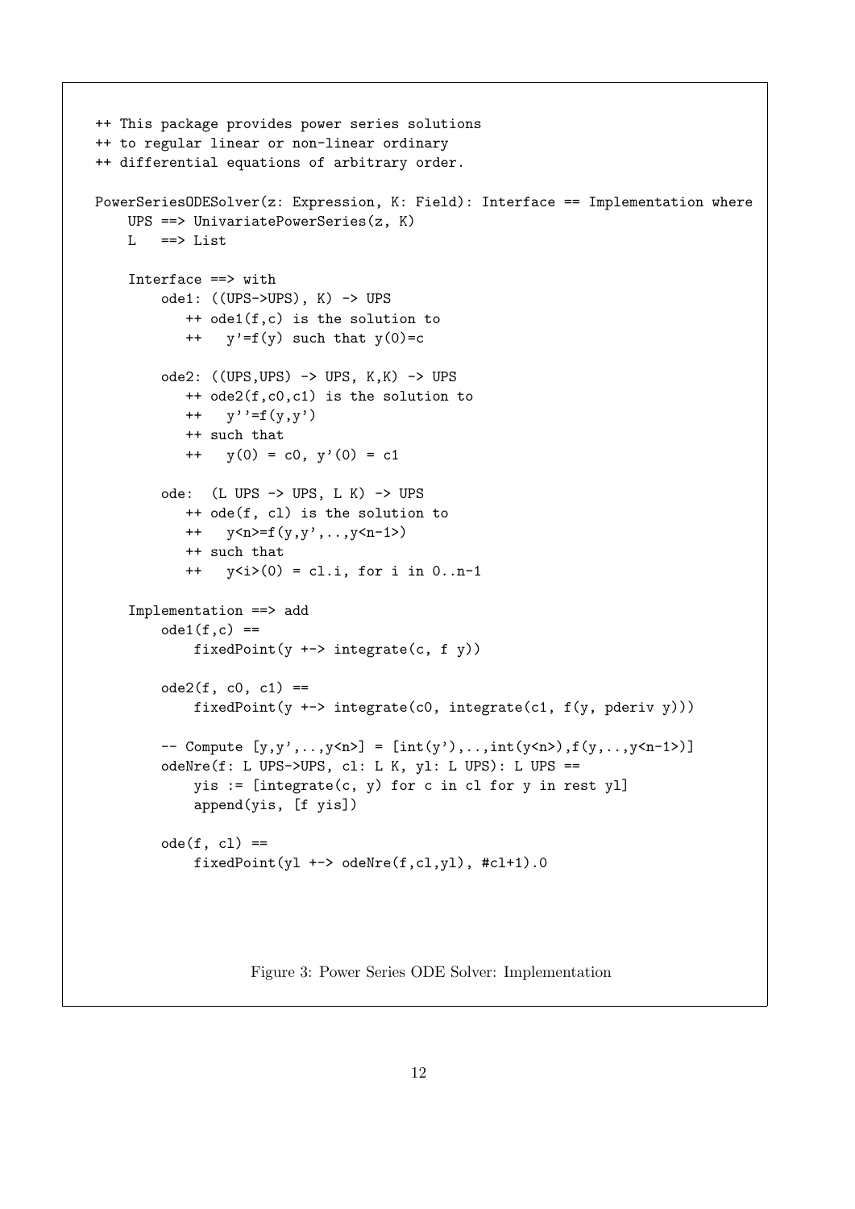```
++ This package provides power series solutions
++ to regular linear or non-linear ordinary
++ differential equations of arbitrary order.

PowerSeriesODESolver(z: Expression, K: Field): Interface == Implementation where
    UPS ==> UnivariatePowerSeries(z, K)
    L   ==> List

    Interface ==> with
        ode1: ((UPS->UPS), K) -> UPS
           ++ ode1(f,c) is the solution to
           ++   y'=f(y) such that y(0)=c

        ode2: ((UPS,UPS) -> UPS, K,K) -> UPS
           ++ ode2(f,c0,c1) is the solution to
           ++   y''=f(y,y')
           ++ such that
           ++   y(0) = c0, y'(0) = c1

        ode:  (L UPS -> UPS, L K) -> UPS
           ++ ode(f, cl) is the solution to
           ++   y<n>=f(y,y',..,y<n-1>)
           ++ such that
           ++   y<i>(0) = cl.i, for i in 0..n-1

    Implementation ==> add
        ode1(f,c) ==
            fixedPoint(y +-> integrate(c, f y))

        ode2(f, c0, c1) ==
            fixedPoint(y +-> integrate(c0, integrate(c1, f(y, pderiv y)))

        -- Compute [y,y',..,y<n>] = [int(y'),..,int(y<n>),f(y,..,y<n-1>)]
        odeNre(f: L UPS->UPS, cl: L K, yl: L UPS): L UPS ==
            yis := [integrate(c, y) for c in cl for y in rest yl]
            append(yis, [f yis])

        ode(f, cl) ==
            fixedPoint(yl +-> odeNre(f,cl,yl), #cl+1).0
```

Figure 3: Power Series ODE Solver: Implementation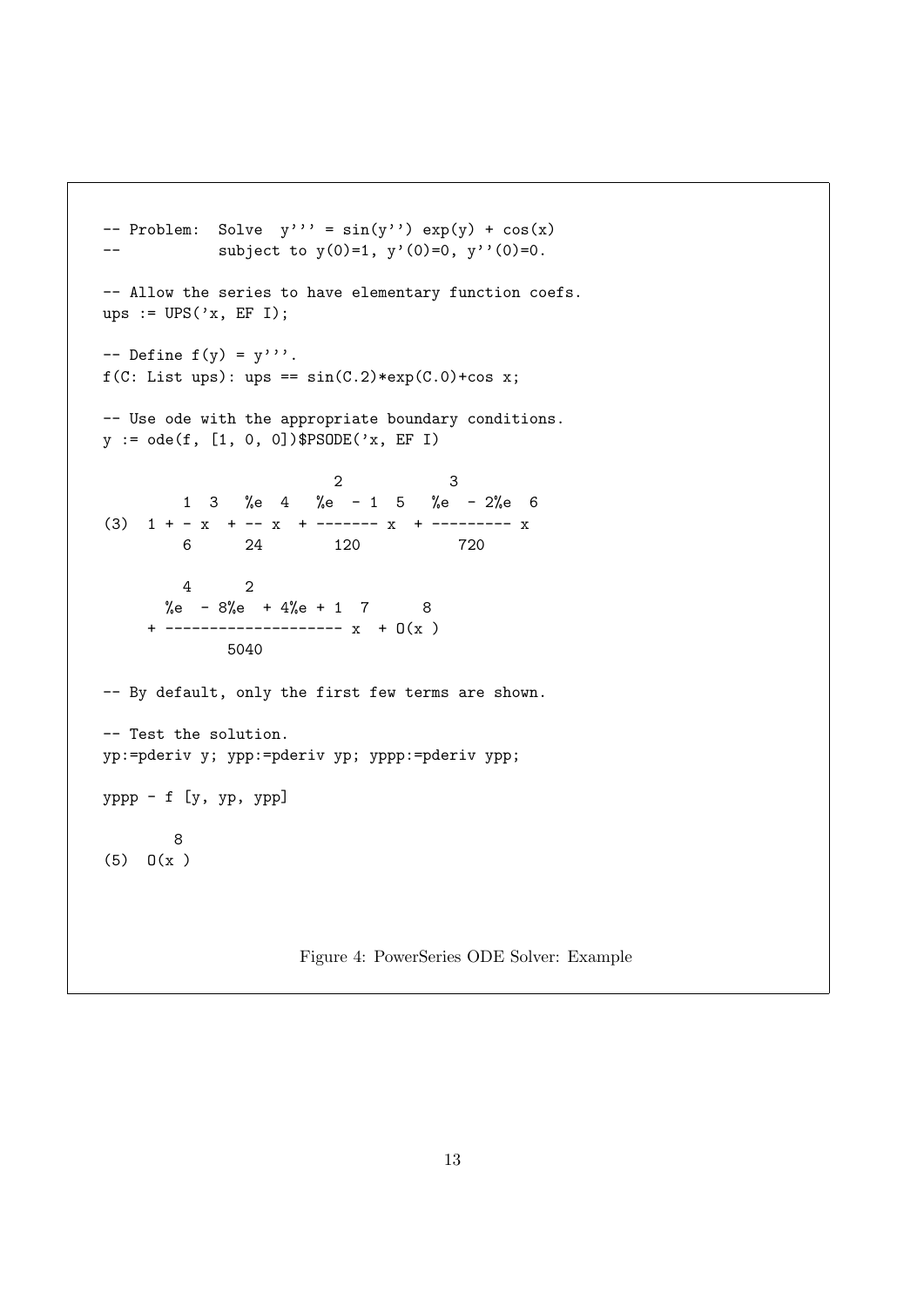```
-- Problem:  Solve  y''' = sin(y'') exp(y) + cos(x)
--           subject to y(0)=1, y'(0)=0, y''(0)=0.

-- Allow the series to have elementary function coefs.
ups := UPS('x, EF I);

-- Define f(y) = y'''.
f(C: List ups): ups == sin(C.2)*exp(C.0)+cos x;

-- Use ode with the appropriate boundary conditions.
y := ode(f, [1, 0, 0])$PSODE('x, EF I)

                         2           3
        1  3   %e  4   %e  - 1  5   %e  - 2%e  6
(3)  1 + - x  + -- x  + ------- x  + --------- x
        6      24        120           720

        4      2
      %e  - 8%e  + 4%e + 1  7      8
    + -------------------- x  + O(x )
              5040

-- By default, only the first few terms are shown.

-- Test the solution.
yp:=pderiv y; ypp:=pderiv yp; yppp:=pderiv ypp;

yppp - f [y, yp, ypp]

        8
(5)  O(x )
```

Figure 4: PowerSeries ODE Solver: Example